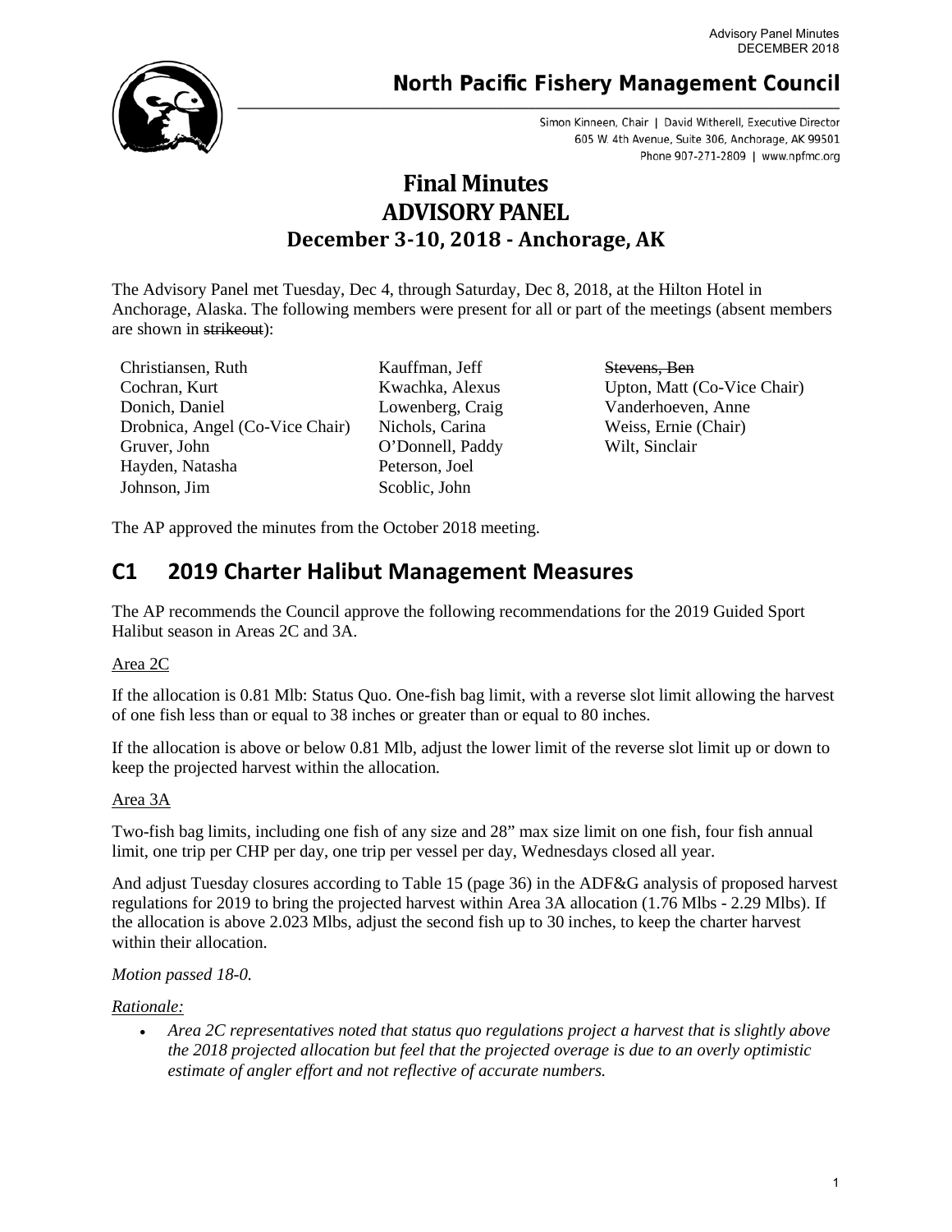**North Pacific Fishery Management Council**

Simon Kinneen, Chair | David Witherell, Executive Director
605 W. 4th Avenue, Suite 306, Anchorage, AK 99501
Phone 907-271-2809 | www.npfmc.org

# Final Minutes
# ADVISORY PANEL
## December 3-10, 2018 - Anchorage, AK

The Advisory Panel met Tuesday, Dec 4, through Saturday, Dec 8, 2018, at the Hilton Hotel in Anchorage, Alaska. The following members were present for all or part of the meetings (absent members are shown in ~~strikeout~~):

| | | |
|---|---|---|
| Christiansen, Ruth | Kauffman, Jeff | ~~Stevens, Ben~~ |
| Cochran, Kurt | Kwachka, Alexus | Upton, Matt (Co-Vice Chair) |
| Donich, Daniel | Lowenberg, Craig | Vanderhoeven, Anne |
| Drobnica, Angel (Co-Vice Chair) | Nichols, Carina | Weiss, Ernie (Chair) |
| Gruver, John | O'Donnell, Paddy | Wilt, Sinclair |
| Hayden, Natasha | Peterson, Joel | |
| Johnson, Jim | Scoblic, John | |

The AP approved the minutes from the October 2018 meeting.

## C1 2019 Charter Halibut Management Measures

The AP recommends the Council approve the following recommendations for the 2019 Guided Sport Halibut season in Areas 2C and 3A.

Area 2C

If the allocation is 0.81 Mlb: Status Quo. One-fish bag limit, with a reverse slot limit allowing the harvest of one fish less than or equal to 38 inches or greater than or equal to 80 inches.

If the allocation is above or below 0.81 Mlb, adjust the lower limit of the reverse slot limit up or down to keep the projected harvest within the allocation.

Area 3A

Two-fish bag limits, including one fish of any size and 28" max size limit on one fish, four fish annual limit, one trip per CHP per day, one trip per vessel per day, Wednesdays closed all year.

And adjust Tuesday closures according to Table 15 (page 36) in the ADF&G analysis of proposed harvest regulations for 2019 to bring the projected harvest within Area 3A allocation (1.76 Mlbs - 2.29 Mlbs). If the allocation is above 2.023 Mlbs, adjust the second fish up to 30 inches, to keep the charter harvest within their allocation.

*Motion passed 18-0.*

*Rationale:*

- *Area 2C representatives noted that status quo regulations project a harvest that is slightly above the 2018 projected allocation but feel that the projected overage is due to an overly optimistic estimate of angler effort and not reflective of accurate numbers.*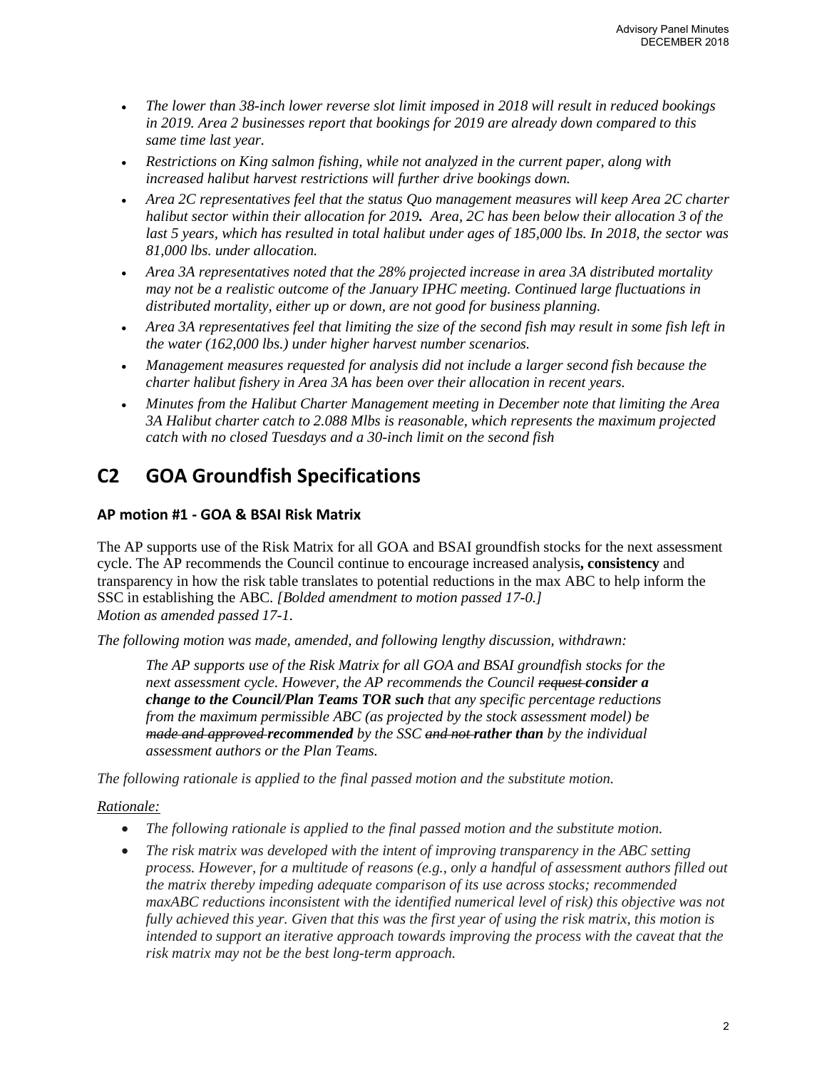- *The lower than 38-inch lower reverse slot limit imposed in 2018 will result in reduced bookings in 2019. Area 2 businesses report that bookings for 2019 are already down compared to this same time last year.*
- *Restrictions on King salmon fishing, while not analyzed in the current paper, along with increased halibut harvest restrictions will further drive bookings down.*
- *Area 2C representatives feel that the status Quo management measures will keep Area 2C charter halibut sector within their allocation for 2019. Area, 2C has been below their allocation 3 of the last 5 years, which has resulted in total halibut under ages of 185,000 lbs. In 2018, the sector was 81,000 lbs. under allocation.*
- *Area 3A representatives noted that the 28% projected increase in area 3A distributed mortality may not be a realistic outcome of the January IPHC meeting. Continued large fluctuations in distributed mortality, either up or down, are not good for business planning.*
- *Area 3A representatives feel that limiting the size of the second fish may result in some fish left in the water (162,000 lbs.) under higher harvest number scenarios.*
- *Management measures requested for analysis did not include a larger second fish because the charter halibut fishery in Area 3A has been over their allocation in recent years.*
- *Minutes from the Halibut Charter Management meeting in December note that limiting the Area 3A Halibut charter catch to 2.088 Mlbs is reasonable, which represents the maximum projected catch with no closed Tuesdays and a 30-inch limit on the second fish*

## C2 GOA Groundfish Specifications

### AP motion #1 - GOA & BSAI Risk Matrix

The AP supports use of the Risk Matrix for all GOA and BSAI groundfish stocks for the next assessment cycle. The AP recommends the Council continue to encourage increased analysis**, consistency** and transparency in how the risk table translates to potential reductions in the max ABC to help inform the SSC in establishing the ABC. *[Bolded amendment to motion passed 17-0.]*
*Motion as amended passed 17-1.*

*The following motion was made, amended, and following lengthy discussion, withdrawn:*

> *The AP supports use of the Risk Matrix for all GOA and BSAI groundfish stocks for the next assessment cycle. However, the AP recommends the Council ~~request~~ **consider a change to the Council/Plan Teams TOR such** that any specific percentage reductions from the maximum permissible ABC (as projected by the stock assessment model) be ~~made and approved~~ **recommended** by the SSC ~~and not~~ **rather than** by the individual assessment authors or the Plan Teams.*

*The following rationale is applied to the final passed motion and the substitute motion.*

*<u>Rationale:</u>*

- *The following rationale is applied to the final passed motion and the substitute motion.*
- *The risk matrix was developed with the intent of improving transparency in the ABC setting process. However, for a multitude of reasons (e.g., only a handful of assessment authors filled out the matrix thereby impeding adequate comparison of its use across stocks; recommended maxABC reductions inconsistent with the identified numerical level of risk) this objective was not fully achieved this year. Given that this was the first year of using the risk matrix, this motion is intended to support an iterative approach towards improving the process with the caveat that the risk matrix may not be the best long-term approach.*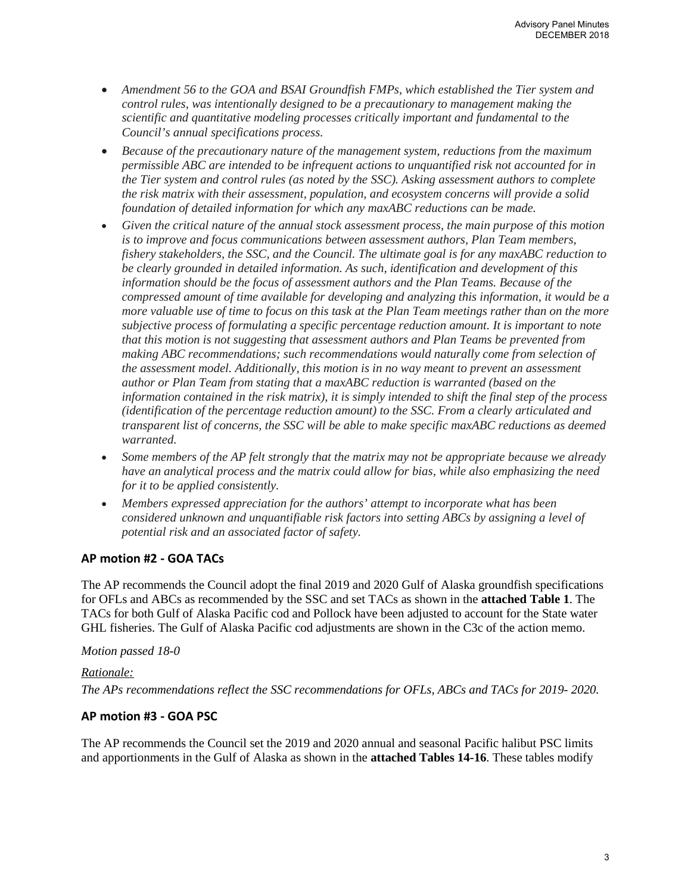- *Amendment 56 to the GOA and BSAI Groundfish FMPs, which established the Tier system and control rules, was intentionally designed to be a precautionary to management making the scientific and quantitative modeling processes critically important and fundamental to the Council's annual specifications process.*
- *Because of the precautionary nature of the management system, reductions from the maximum permissible ABC are intended to be infrequent actions to unquantified risk not accounted for in the Tier system and control rules (as noted by the SSC). Asking assessment authors to complete the risk matrix with their assessment, population, and ecosystem concerns will provide a solid foundation of detailed information for which any maxABC reductions can be made.*
- *Given the critical nature of the annual stock assessment process, the main purpose of this motion is to improve and focus communications between assessment authors, Plan Team members, fishery stakeholders, the SSC, and the Council. The ultimate goal is for any maxABC reduction to be clearly grounded in detailed information. As such, identification and development of this information should be the focus of assessment authors and the Plan Teams. Because of the compressed amount of time available for developing and analyzing this information, it would be a more valuable use of time to focus on this task at the Plan Team meetings rather than on the more subjective process of formulating a specific percentage reduction amount. It is important to note that this motion is not suggesting that assessment authors and Plan Teams be prevented from making ABC recommendations; such recommendations would naturally come from selection of the assessment model. Additionally, this motion is in no way meant to prevent an assessment author or Plan Team from stating that a maxABC reduction is warranted (based on the information contained in the risk matrix), it is simply intended to shift the final step of the process (identification of the percentage reduction amount) to the SSC. From a clearly articulated and transparent list of concerns, the SSC will be able to make specific maxABC reductions as deemed warranted.*
- *Some members of the AP felt strongly that the matrix may not be appropriate because we already have an analytical process and the matrix could allow for bias, while also emphasizing the need for it to be applied consistently.*
- *Members expressed appreciation for the authors' attempt to incorporate what has been considered unknown and unquantifiable risk factors into setting ABCs by assigning a level of potential risk and an associated factor of safety.*

## AP motion #2 - GOA TACs

The AP recommends the Council adopt the final 2019 and 2020 Gulf of Alaska groundfish specifications for OFLs and ABCs as recommended by the SSC and set TACs as shown in the **attached Table 1**. The TACs for both Gulf of Alaska Pacific cod and Pollock have been adjusted to account for the State water GHL fisheries. The Gulf of Alaska Pacific cod adjustments are shown in the C3c of the action memo.

*Motion passed 18-0*

*Rationale:*

*The APs recommendations reflect the SSC recommendations for OFLs, ABCs and TACs for 2019- 2020.*

## AP motion #3 - GOA PSC

The AP recommends the Council set the 2019 and 2020 annual and seasonal Pacific halibut PSC limits and apportionments in the Gulf of Alaska as shown in the **attached Tables 14-16**. These tables modify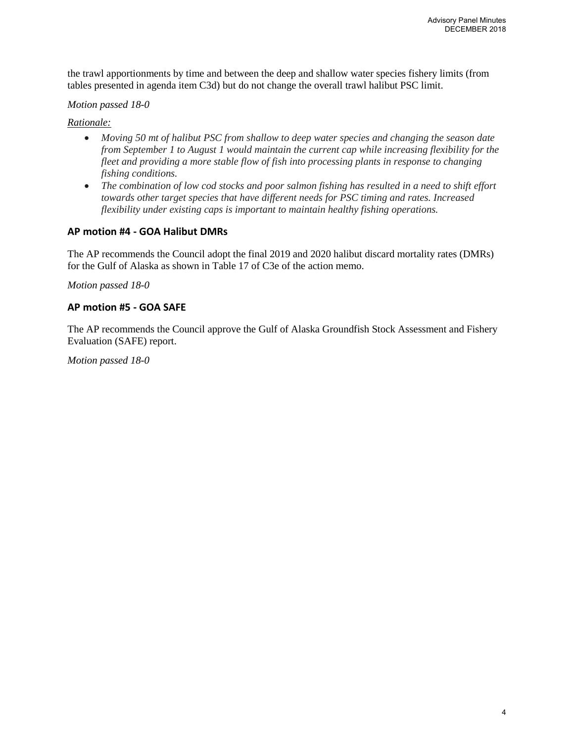the trawl apportionments by time and between the deep and shallow water species fishery limits (from tables presented in agenda item C3d) but do not change the overall trawl halibut PSC limit.

*Motion passed 18-0*

*Rationale:*

- *Moving 50 mt of halibut PSC from shallow to deep water species and changing the season date from September 1 to August 1 would maintain the current cap while increasing flexibility for the fleet and providing a more stable flow of fish into processing plants in response to changing fishing conditions.*
- *The combination of low cod stocks and poor salmon fishing has resulted in a need to shift effort towards other target species that have different needs for PSC timing and rates. Increased flexibility under existing caps is important to maintain healthy fishing operations.*

### AP motion #4 - GOA Halibut DMRs

The AP recommends the Council adopt the final 2019 and 2020 halibut discard mortality rates (DMRs) for the Gulf of Alaska as shown in Table 17 of C3e of the action memo.

*Motion passed 18-0*

### AP motion #5 - GOA SAFE

The AP recommends the Council approve the Gulf of Alaska Groundfish Stock Assessment and Fishery Evaluation (SAFE) report.

*Motion passed 18-0*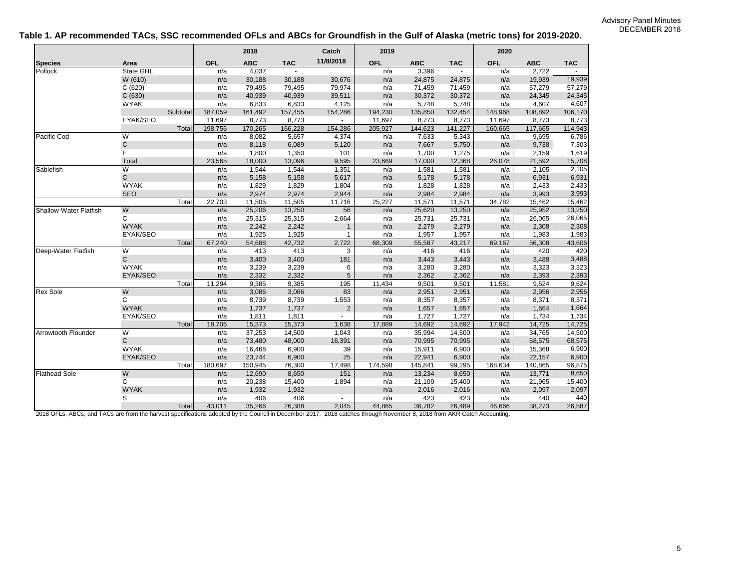**Table 1. AP recommended TACs, SSC recommended OFLs and ABCs for Groundfish in the Gulf of Alaska (metric tons) for 2019-2020.**

| | | 2018 | | | Catch | 2019 | | | 2020 | | |
|---|---|---|---|---|---|---|---|---|---|---|---|
| Species | Area | OFL | ABC | TAC | 11/8/2018 | OFL | ABC | TAC | OFL | ABC | TAC |
| Pollock | State GHL | n/a | 4,037 | - | | n/a | 3,396 | - | n/a | 2,722 | - |
| | W (610) | n/a | 30,188 | 30,188 | 30,676 | n/a | 24,875 | 24,875 | n/a | 19,939 | 19,939 |
| | C (620) | n/a | 79,495 | 79,495 | 79,974 | n/a | 71,459 | 71,459 | n/a | 57,279 | 57,279 |
| | C (630) | n/a | 40,939 | 40,939 | 39,511 | n/a | 30,372 | 30,372 | n/a | 24,345 | 24,345 |
| | WYAK | n/a | 6,833 | 6,833 | 4,125 | n/a | 5,748 | 5,748 | n/a | 4,607 | 4,607 |
| | Subtotal | 187,059 | 161,492 | 157,455 | 154,286 | 194,230 | 135,850 | 132,454 | 148,968 | 108,892 | 106,170 |
| | EYAK/SEO | 11,697 | 8,773 | 8,773 | - | 11,697 | 8,773 | 8,773 | 11,697 | 8,773 | 8,773 |
| | Total | 198,756 | 170,265 | 166,228 | 154,286 | 205,927 | 144,623 | 141,227 | 160,665 | 117,665 | 114,943 |
| Pacific Cod | W | n/a | 8,082 | 5,657 | 4,374 | n/a | 7,633 | 5,343 | n/a | 9,695 | 6,786 |
| | C | n/a | 8,118 | 6,089 | 5,120 | n/a | 7,667 | 5,750 | n/a | 9,738 | 7,303 |
| | E | n/a | 1,800 | 1,350 | 101 | n/a | 1,700 | 1,275 | n/a | 2,159 | 1,619 |
| | Total | 23,565 | 18,000 | 13,096 | 9,595 | 23,669 | 17,000 | 12,368 | 26,078 | 21,592 | 15,708 |
| Sablefish | W | n/a | 1,544 | 1,544 | 1,351 | n/a | 1,581 | 1,581 | n/a | 2,105 | 2,105 |
| | C | n/a | 5,158 | 5,158 | 5,617 | n/a | 5,178 | 5,178 | n/a | 6,931 | 6,931 |
| | WYAK | n/a | 1,829 | 1,829 | 1,804 | n/a | 1,828 | 1,828 | n/a | 2,433 | 2,433 |
| | SEO | n/a | 2,974 | 2,974 | 2,944 | n/a | 2,984 | 2,984 | n/a | 3,993 | 3,993 |
| | Total | 22,703 | 11,505 | 11,505 | 11,716 | 25,227 | 11,571 | 11,571 | 34,782 | 15,462 | 15,462 |
| Shallow-Water Flatfish | W | n/a | 25,206 | 13,250 | 56 | n/a | 25,620 | 13,250 | n/a | 25,952 | 13,250 |
| | C | n/a | 25,315 | 25,315 | 2,664 | n/a | 25,731 | 25,731 | n/a | 26,065 | 26,065 |
| | WYAK | n/a | 2,242 | 2,242 | 1 | n/a | 2,279 | 2,279 | n/a | 2,308 | 2,308 |
| | EYAK/SEO | n/a | 1,925 | 1,925 | 1 | n/a | 1,957 | 1,957 | n/a | 1,983 | 1,983 |
| | Total | 67,240 | 54,688 | 42,732 | 2,722 | 68,309 | 55,587 | 43,217 | 69,167 | 56,308 | 43,606 |
| Deep-Water Flatfish | W | n/a | 413 | 413 | 3 | n/a | 416 | 416 | n/a | 420 | 420 |
| | C | n/a | 3,400 | 3,400 | 181 | n/a | 3,443 | 3,443 | n/a | 3,488 | 3,488 |
| | WYAK | n/a | 3,239 | 3,239 | 6 | n/a | 3,280 | 3,280 | n/a | 3,323 | 3,323 |
| | EYAK/SEO | n/a | 2,332 | 2,332 | 5 | n/a | 2,362 | 2,362 | n/a | 2,393 | 2,393 |
| | Total | 11,294 | 9,385 | 9,385 | 195 | 11,434 | 9,501 | 9,501 | 11,581 | 9,624 | 9,624 |
| Rex Sole | W | n/a | 3,086 | 3,086 | 83 | n/a | 2,951 | 2,951 | n/a | 2,956 | 2,956 |
| | C | n/a | 8,739 | 8,739 | 1,553 | n/a | 8,357 | 8,357 | n/a | 8,371 | 8,371 |
| | WYAK | n/a | 1,737 | 1,737 | 2 | n/a | 1,657 | 1,657 | n/a | 1,664 | 1,664 |
| | EYAK/SEO | n/a | 1,811 | 1,811 | - | n/a | 1,727 | 1,727 | n/a | 1,734 | 1,734 |
| | Total | 18,706 | 15,373 | 15,373 | 1,638 | 17,889 | 14,692 | 14,692 | 17,942 | 14,725 | 14,725 |
| Arrowtooth Flounder | W | n/a | 37,253 | 14,500 | 1,043 | n/a | 35,994 | 14,500 | n/a | 34,765 | 14,500 |
| | C | n/a | 73,480 | 48,000 | 16,391 | n/a | 70,995 | 70,995 | n/a | 68,575 | 68,575 |
| | WYAK | n/a | 16,468 | 6,900 | 39 | n/a | 15,911 | 6,900 | n/a | 15,368 | 6,900 |
| | EYAK/SEO | n/a | 23,744 | 6,900 | 25 | n/a | 22,941 | 6,900 | n/a | 22,157 | 6,900 |
| | Total | 180,697 | 150,945 | 76,300 | 17,498 | 174,598 | 145,841 | 99,295 | 168,634 | 140,865 | 96,875 |
| Flathead Sole | W | n/a | 12,690 | 8,650 | 151 | n/a | 13,234 | 8,650 | n/a | 13,771 | 8,650 |
| | C | n/a | 20,238 | 15,400 | 1,894 | n/a | 21,109 | 15,400 | n/a | 21,965 | 15,400 |
| | WYAK | n/a | 1,932 | 1,932 | - | n/a | 2,016 | 2,016 | n/a | 2,097 | 2,097 |
| | S | n/a | 406 | 406 | - | n/a | 423 | 423 | n/a | 440 | 440 |
| | Total | 43,011 | 35,266 | 26,388 | 2,045 | 44,865 | 36,782 | 26,489 | 46,666 | 38,273 | 26,587 |

2018 OFLs, ABCs, and TACs are from the harvest specifications adopted by the Council in December 2017; 2018 catches through November 8, 2018 from AKR Catch Accounting.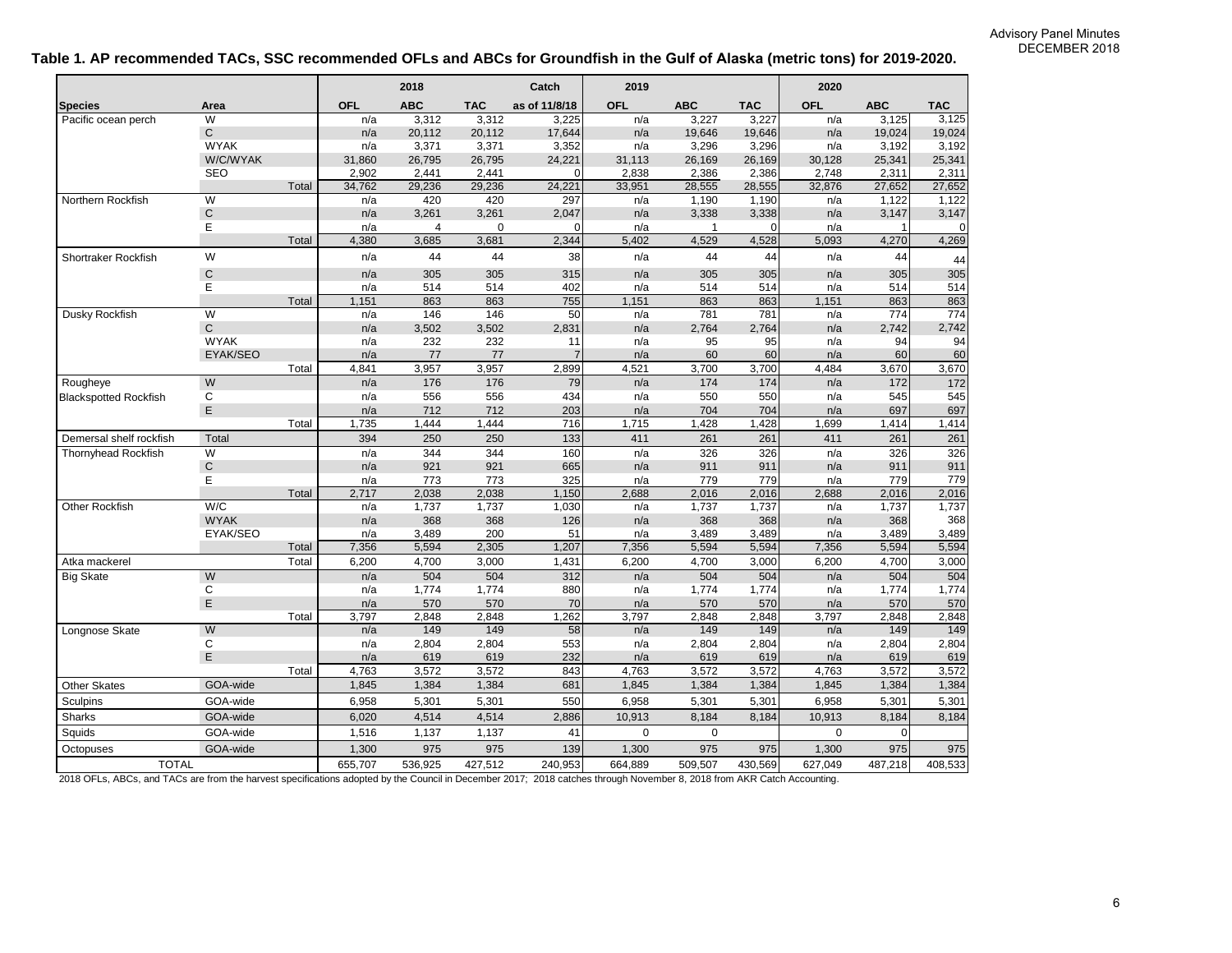**Table 1. AP recommended TACs, SSC recommended OFLs and ABCs for Groundfish in the Gulf of Alaska (metric tons) for 2019-2020.**

| | | 2018 | | | Catch | 2019 | | | 2020 | | |
|---|---|---|---|---|---|---|---|---|---|---|---|
| **Species** | **Area** | **OFL** | **ABC** | **TAC** | **as of 11/8/18** | **OFL** | **ABC** | **TAC** | **OFL** | **ABC** | **TAC** |
| Pacific ocean perch | W | n/a | 3,312 | 3,312 | 3,225 | n/a | 3,227 | 3,227 | n/a | 3,125 | 3,125 |
| | C | n/a | 20,112 | 20,112 | 17,644 | n/a | 19,646 | 19,646 | n/a | 19,024 | 19,024 |
| | WYAK | n/a | 3,371 | 3,371 | 3,352 | n/a | 3,296 | 3,296 | n/a | 3,192 | 3,192 |
| | W/C/WYAK | 31,860 | 26,795 | 26,795 | 24,221 | 31,113 | 26,169 | 26,169 | 30,128 | 25,341 | 25,341 |
| | SEO | 2,902 | 2,441 | 2,441 | 0 | 2,838 | 2,386 | 2,386 | 2,748 | 2,311 | 2,311 |
| | Total | 34,762 | 29,236 | 29,236 | 24,221 | 33,951 | 28,555 | 28,555 | 32,876 | 27,652 | 27,652 |
| Northern Rockfish | W | n/a | 420 | 420 | 297 | n/a | 1,190 | 1,190 | n/a | 1,122 | 1,122 |
| | C | n/a | 3,261 | 3,261 | 2,047 | n/a | 3,338 | 3,338 | n/a | 3,147 | 3,147 |
| | E | n/a | 4 | 0 | 0 | n/a | 1 | 0 | n/a | 1 | 0 |
| | Total | 4,380 | 3,685 | 3,681 | 2,344 | 5,402 | 4,529 | 4,528 | 5,093 | 4,270 | 4,269 |
| Shortraker Rockfish | W | n/a | 44 | 44 | 38 | n/a | 44 | 44 | n/a | 44 | 44 |
| | C | n/a | 305 | 305 | 315 | n/a | 305 | 305 | n/a | 305 | 305 |
| | E | n/a | 514 | 514 | 402 | n/a | 514 | 514 | n/a | 514 | 514 |
| | Total | 1,151 | 863 | 863 | 755 | 1,151 | 863 | 863 | 1,151 | 863 | 863 |
| Dusky Rockfish | W | n/a | 146 | 146 | 50 | n/a | 781 | 781 | n/a | 774 | 774 |
| | C | n/a | 3,502 | 3,502 | 2,831 | n/a | 2,764 | 2,764 | n/a | 2,742 | 2,742 |
| | WYAK | n/a | 232 | 232 | 11 | n/a | 95 | 95 | n/a | 94 | 94 |
| | EYAK/SEO | n/a | 77 | 77 | 7 | n/a | 60 | 60 | n/a | 60 | 60 |
| | Total | 4,841 | 3,957 | 3,957 | 2,899 | 4,521 | 3,700 | 3,700 | 4,484 | 3,670 | 3,670 |
| Rougheye Blackspotted Rockfish | W | n/a | 176 | 176 | 79 | n/a | 174 | 174 | n/a | 172 | 172 |
| | C | n/a | 556 | 556 | 434 | n/a | 550 | 550 | n/a | 545 | 545 |
| | E | n/a | 712 | 712 | 203 | n/a | 704 | 704 | n/a | 697 | 697 |
| | Total | 1,735 | 1,444 | 1,444 | 716 | 1,715 | 1,428 | 1,428 | 1,699 | 1,414 | 1,414 |
| Demersal shelf rockfish | Total | 394 | 250 | 250 | 133 | 411 | 261 | 261 | 411 | 261 | 261 |
| Thornyhead Rockfish | W | n/a | 344 | 344 | 160 | n/a | 326 | 326 | n/a | 326 | 326 |
| | C | n/a | 921 | 921 | 665 | n/a | 911 | 911 | n/a | 911 | 911 |
| | E | n/a | 773 | 773 | 325 | n/a | 779 | 779 | n/a | 779 | 779 |
| | Total | 2,717 | 2,038 | 2,038 | 1,150 | 2,688 | 2,016 | 2,016 | 2,688 | 2,016 | 2,016 |
| Other Rockfish | W/C | n/a | 1,737 | 1,737 | 1,030 | n/a | 1,737 | 1,737 | n/a | 1,737 | 1,737 |
| | WYAK | n/a | 368 | 368 | 126 | n/a | 368 | 368 | n/a | 368 | 368 |
| | EYAK/SEO | n/a | 3,489 | 200 | 51 | n/a | 3,489 | 3,489 | n/a | 3,489 | 3,489 |
| | Total | 7,356 | 5,594 | 2,305 | 1,207 | 7,356 | 5,594 | 5,594 | 7,356 | 5,594 | 5,594 |
| Atka mackerel | Total | 6,200 | 4,700 | 3,000 | 1,431 | 6,200 | 4,700 | 3,000 | 6,200 | 4,700 | 3,000 |
| Big Skate | W | n/a | 504 | 504 | 312 | n/a | 504 | 504 | n/a | 504 | 504 |
| | C | n/a | 1,774 | 1,774 | 880 | n/a | 1,774 | 1,774 | n/a | 1,774 | 1,774 |
| | E | n/a | 570 | 570 | 70 | n/a | 570 | 570 | n/a | 570 | 570 |
| | Total | 3,797 | 2,848 | 2,848 | 1,262 | 3,797 | 2,848 | 2,848 | 3,797 | 2,848 | 2,848 |
| Longnose Skate | W | n/a | 149 | 149 | 58 | n/a | 149 | 149 | n/a | 149 | 149 |
| | C | n/a | 2,804 | 2,804 | 553 | n/a | 2,804 | 2,804 | n/a | 2,804 | 2,804 |
| | E | n/a | 619 | 619 | 232 | n/a | 619 | 619 | n/a | 619 | 619 |
| | Total | 4,763 | 3,572 | 3,572 | 843 | 4,763 | 3,572 | 3,572 | 4,763 | 3,572 | 3,572 |
| Other Skates | GOA-wide | 1,845 | 1,384 | 1,384 | 681 | 1,845 | 1,384 | 1,384 | 1,845 | 1,384 | 1,384 |
| Sculpins | GOA-wide | 6,958 | 5,301 | 5,301 | 550 | 6,958 | 5,301 | 5,301 | 6,958 | 5,301 | 5,301 |
| Sharks | GOA-wide | 6,020 | 4,514 | 4,514 | 2,886 | 10,913 | 8,184 | 8,184 | 10,913 | 8,184 | 8,184 |
| Squids | GOA-wide | 1,516 | 1,137 | 1,137 | 41 | 0 | 0 | | 0 | 0 | |
| Octopuses | GOA-wide | 1,300 | 975 | 975 | 139 | 1,300 | 975 | 975 | 1,300 | 975 | 975 |
| TOTAL | | 655,707 | 536,925 | 427,512 | 240,953 | 664,889 | 509,507 | 430,569 | 627,049 | 487,218 | 408,533 |

2018 OFLs, ABCs, and TACs are from the harvest specifications adopted by the Council in December 2017; 2018 catches through November 8, 2018 from AKR Catch Accounting.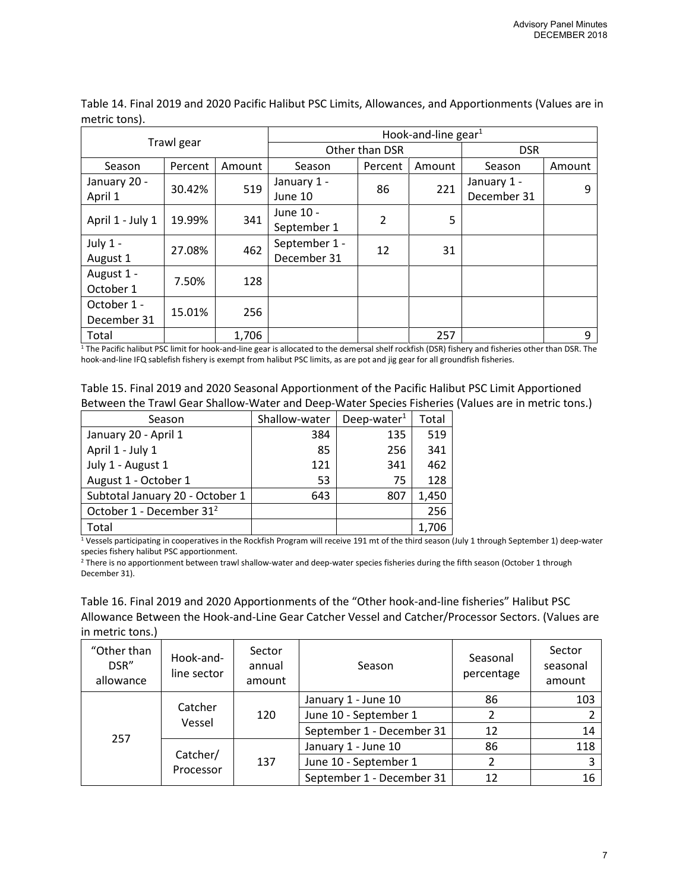Table 14. Final 2019 and 2020 Pacific Halibut PSC Limits, Allowances, and Apportionments (Values are in metric tons).

| Trawl gear | | | Hook-and-line gear[1] | | | | |
|---|---|---|---|---|---|---|---|
| | | | Other than DSR | | | DSR | |
| Season | Percent | Amount | Season | Percent | Amount | Season | Amount |
| January 20 - April 1 | 30.42% | 519 | January 1 - June 10 | 86 | 221 | January 1 - December 31 | 9 |
| April 1 - July 1 | 19.99% | 341 | June 10 - September 1 | 2 | 5 | | |
| July 1 - August 1 | 27.08% | 462 | September 1 - December 31 | 12 | 31 | | |
| August 1 - October 1 | 7.50% | 128 | | | | | |
| October 1 - December 31 | 15.01% | 256 | | | | | |
| Total | | 1,706 | | | 257 | | 9 |

[1] The Pacific halibut PSC limit for hook-and-line gear is allocated to the demersal shelf rockfish (DSR) fishery and fisheries other than DSR. The hook-and-line IFQ sablefish fishery is exempt from halibut PSC limits, as are pot and jig gear for all groundfish fisheries.

Table 15. Final 2019 and 2020 Seasonal Apportionment of the Pacific Halibut PSC Limit Apportioned Between the Trawl Gear Shallow-Water and Deep-Water Species Fisheries (Values are in metric tons.)

| Season | Shallow-water | Deep-water[1] | Total |
|---|---|---|---|
| January 20 - April 1 | 384 | 135 | 519 |
| April 1 - July 1 | 85 | 256 | 341 |
| July 1 - August 1 | 121 | 341 | 462 |
| August 1 - October 1 | 53 | 75 | 128 |
| Subtotal January 20 - October 1 | 643 | 807 | 1,450 |
| October 1 - December 31[2] | | | 256 |
| Total | | | 1,706 |

[1] Vessels participating in cooperatives in the Rockfish Program will receive 191 mt of the third season (July 1 through September 1) deep-water species fishery halibut PSC apportionment.

[2] There is no apportionment between trawl shallow-water and deep-water species fisheries during the fifth season (October 1 through December 31).

Table 16. Final 2019 and 2020 Apportionments of the "Other hook-and-line fisheries" Halibut PSC Allowance Between the Hook-and-Line Gear Catcher Vessel and Catcher/Processor Sectors. (Values are in metric tons.)

| "Other than DSR" allowance | Hook-and-line sector | Sector annual amount | Season | Seasonal percentage | Sector seasonal amount |
|---|---|---|---|---|---|
| 257 | Catcher Vessel | 120 | January 1 - June 10 | 86 | 103 |
| | | | June 10 - September 1 | 2 | 2 |
| | | | September 1 - December 31 | 12 | 14 |
| | Catcher/ Processor | 137 | January 1 - June 10 | 86 | 118 |
| | | | June 10 - September 1 | 2 | 3 |
| | | | September 1 - December 31 | 12 | 16 |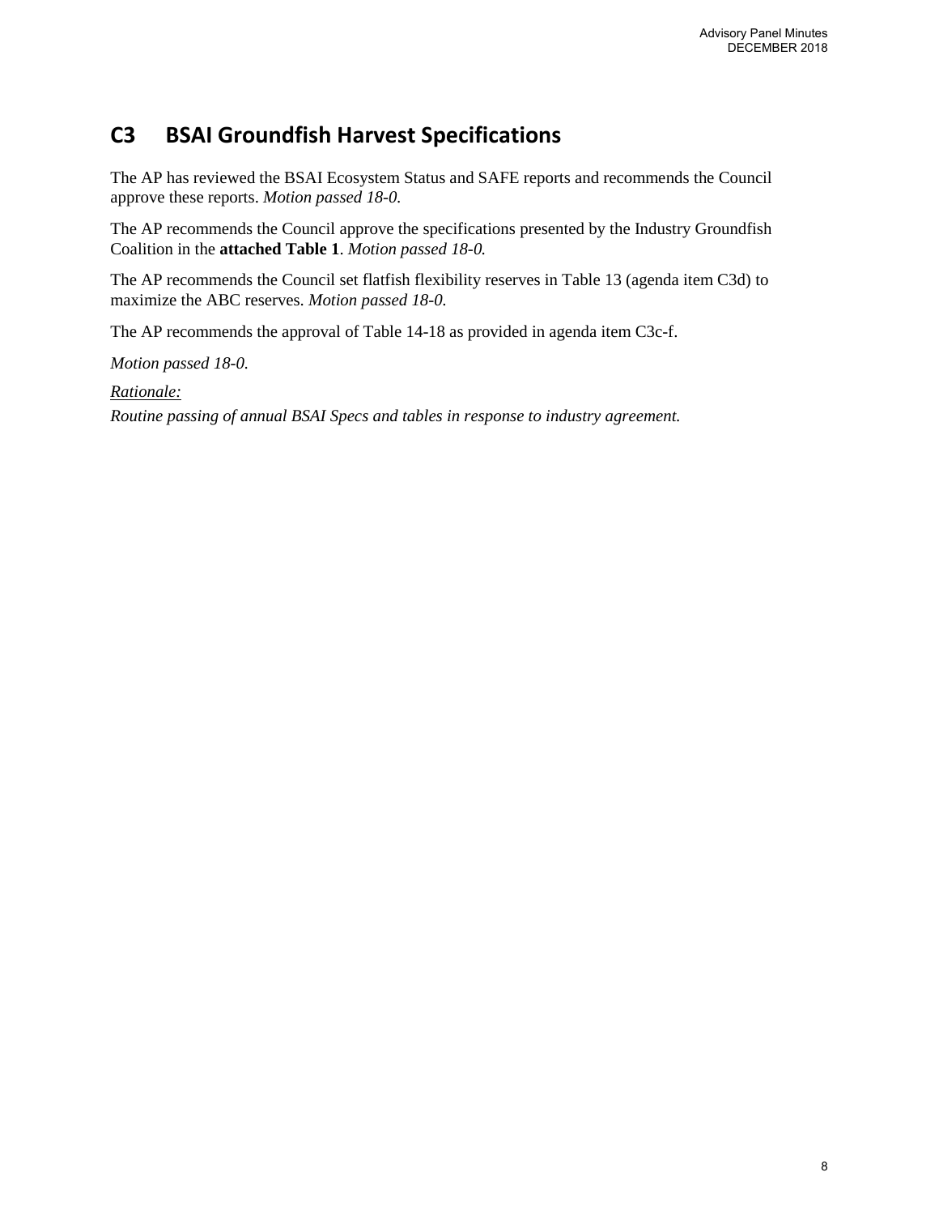## C3 BSAI Groundfish Harvest Specifications

The AP has reviewed the BSAI Ecosystem Status and SAFE reports and recommends the Council approve these reports. *Motion passed 18-0.*

The AP recommends the Council approve the specifications presented by the Industry Groundfish Coalition in the **attached Table 1**. *Motion passed 18-0.*

The AP recommends the Council set flatfish flexibility reserves in Table 13 (agenda item C3d) to maximize the ABC reserves. *Motion passed 18-0.*

The AP recommends the approval of Table 14-18 as provided in agenda item C3c-f.

*Motion passed 18-0.*

*Rationale:*

*Routine passing of annual BSAI Specs and tables in response to industry agreement.*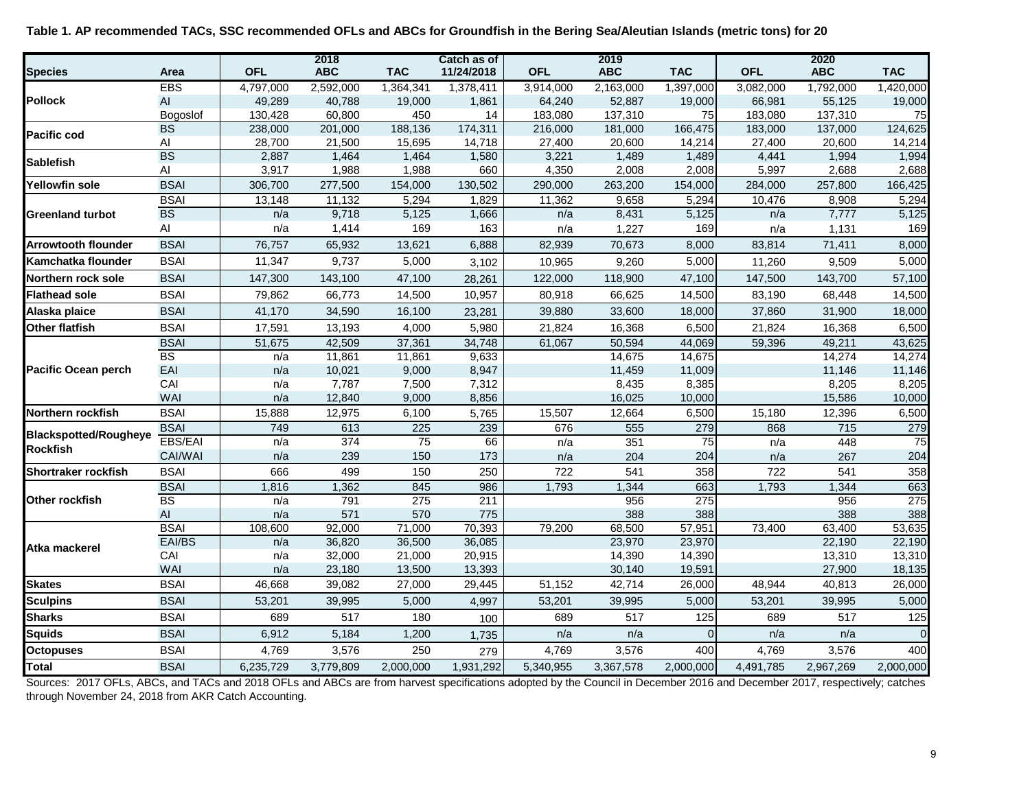**Table 1. AP recommended TACs, SSC recommended OFLs and ABCs for Groundfish in the Bering Sea/Aleutian Islands (metric tons) for 20**

| Species | Area | 2018 OFL | 2018 ABC | 2018 TAC | Catch as of 11/24/2018 | 2019 OFL | 2019 ABC | 2019 TAC | 2020 OFL | 2020 ABC | 2020 TAC |
|---|---|---|---|---|---|---|---|---|---|---|---|
| Pollock | EBS | 4,797,000 | 2,592,000 | 1,364,341 | 1,378,411 | 3,914,000 | 2,163,000 | 1,397,000 | 3,082,000 | 1,792,000 | 1,420,000 |
| | AI | 49,289 | 40,788 | 19,000 | 1,861 | 64,240 | 52,887 | 19,000 | 66,981 | 55,125 | 19,000 |
| | Bogoslof | 130,428 | 60,800 | 450 | 14 | 183,080 | 137,310 | 75 | 183,080 | 137,310 | 75 |
| Pacific cod | BS | 238,000 | 201,000 | 188,136 | 174,311 | 216,000 | 181,000 | 166,475 | 183,000 | 137,000 | 124,625 |
| | AI | 28,700 | 21,500 | 15,695 | 14,718 | 27,400 | 20,600 | 14,214 | 27,400 | 20,600 | 14,214 |
| Sablefish | BS | 2,887 | 1,464 | 1,464 | 1,580 | 3,221 | 1,489 | 1,489 | 4,441 | 1,994 | 1,994 |
| | AI | 3,917 | 1,988 | 1,988 | 660 | 4,350 | 2,008 | 2,008 | 5,997 | 2,688 | 2,688 |
| Yellowfin sole | BSAI | 306,700 | 277,500 | 154,000 | 130,502 | 290,000 | 263,200 | 154,000 | 284,000 | 257,800 | 166,425 |
| Greenland turbot | BSAI | 13,148 | 11,132 | 5,294 | 1,829 | 11,362 | 9,658 | 5,294 | 10,476 | 8,908 | 5,294 |
| | BS | n/a | 9,718 | 5,125 | 1,666 | n/a | 8,431 | 5,125 | n/a | 7,777 | 5,125 |
| | AI | n/a | 1,414 | 169 | 163 | n/a | 1,227 | 169 | n/a | 1,131 | 169 |
| Arrowtooth flounder | BSAI | 76,757 | 65,932 | 13,621 | 6,888 | 82,939 | 70,673 | 8,000 | 83,814 | 71,411 | 8,000 |
| Kamchatka flounder | BSAI | 11,347 | 9,737 | 5,000 | 3,102 | 10,965 | 9,260 | 5,000 | 11,260 | 9,509 | 5,000 |
| Northern rock sole | BSAI | 147,300 | 143,100 | 47,100 | 28,261 | 122,000 | 118,900 | 47,100 | 147,500 | 143,700 | 57,100 |
| Flathead sole | BSAI | 79,862 | 66,773 | 14,500 | 10,957 | 80,918 | 66,625 | 14,500 | 83,190 | 68,448 | 14,500 |
| Alaska plaice | BSAI | 41,170 | 34,590 | 16,100 | 23,281 | 39,880 | 33,600 | 18,000 | 37,860 | 31,900 | 18,000 |
| Other flatfish | BSAI | 17,591 | 13,193 | 4,000 | 5,980 | 21,824 | 16,368 | 6,500 | 21,824 | 16,368 | 6,500 |
| Pacific Ocean perch | BSAI | 51,675 | 42,509 | 37,361 | 34,748 | 61,067 | 50,594 | 44,069 | 59,396 | 49,211 | 43,625 |
| | BS | n/a | 11,861 | 11,861 | 9,633 | | 14,675 | 14,675 | | 14,274 | 14,274 |
| | EAI | n/a | 10,021 | 9,000 | 8,947 | | 11,459 | 11,009 | | 11,146 | 11,146 |
| | CAI | n/a | 7,787 | 7,500 | 7,312 | | 8,435 | 8,385 | | 8,205 | 8,205 |
| | WAI | n/a | 12,840 | 9,000 | 8,856 | | 16,025 | 10,000 | | 15,586 | 10,000 |
| Northern rockfish | BSAI | 15,888 | 12,975 | 6,100 | 5,765 | 15,507 | 12,664 | 6,500 | 15,180 | 12,396 | 6,500 |
| Blackspotted/Rougheye Rockfish | BSAI | 749 | 613 | 225 | 239 | 676 | 555 | 279 | 868 | 715 | 279 |
| | EBS/EAI | n/a | 374 | 75 | 66 | n/a | 351 | 75 | n/a | 448 | 75 |
| | CAI/WAI | n/a | 239 | 150 | 173 | n/a | 204 | 204 | n/a | 267 | 204 |
| Shortraker rockfish | BSAI | 666 | 499 | 150 | 250 | 722 | 541 | 358 | 722 | 541 | 358 |
| Other rockfish | BSAI | 1,816 | 1,362 | 845 | 986 | 1,793 | 1,344 | 663 | 1,793 | 1,344 | 663 |
| | BS | n/a | 791 | 275 | 211 | | 956 | 275 | | 956 | 275 |
| | AI | n/a | 571 | 570 | 775 | | 388 | 388 | | 388 | 388 |
| Atka mackerel | BSAI | 108,600 | 92,000 | 71,000 | 70,393 | 79,200 | 68,500 | 57,951 | 73,400 | 63,400 | 53,635 |
| | EAI/BS | n/a | 36,820 | 36,500 | 36,085 | | 23,970 | 23,970 | | 22,190 | 22,190 |
| | CAI | n/a | 32,000 | 21,000 | 20,915 | | 14,390 | 14,390 | | 13,310 | 13,310 |
| | WAI | n/a | 23,180 | 13,500 | 13,393 | | 30,140 | 19,591 | | 27,900 | 18,135 |
| Skates | BSAI | 46,668 | 39,082 | 27,000 | 29,445 | 51,152 | 42,714 | 26,000 | 48,944 | 40,813 | 26,000 |
| Sculpins | BSAI | 53,201 | 39,995 | 5,000 | 4,997 | 53,201 | 39,995 | 5,000 | 53,201 | 39,995 | 5,000 |
| Sharks | BSAI | 689 | 517 | 180 | 100 | 689 | 517 | 125 | 689 | 517 | 125 |
| Squids | BSAI | 6,912 | 5,184 | 1,200 | 1,735 | n/a | n/a | 0 | n/a | n/a | 0 |
| Octopuses | BSAI | 4,769 | 3,576 | 250 | 279 | 4,769 | 3,576 | 400 | 4,769 | 3,576 | 400 |
| Total | BSAI | 6,235,729 | 3,779,809 | 2,000,000 | 1,931,292 | 5,340,955 | 3,367,578 | 2,000,000 | 4,491,785 | 2,967,269 | 2,000,000 |

Sources: 2017 OFLs, ABCs, and TACs and 2018 OFLs and ABCs are from harvest specifications adopted by the Council in December 2016 and December 2017, respectively; catches through November 24, 2018 from AKR Catch Accounting.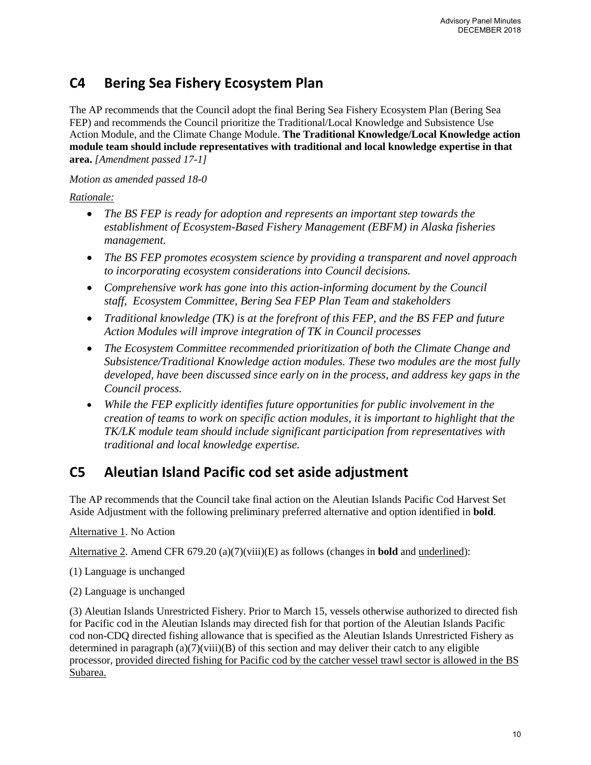## C4 Bering Sea Fishery Ecosystem Plan

The AP recommends that the Council adopt the final Bering Sea Fishery Ecosystem Plan (Bering Sea FEP) and recommends the Council prioritize the Traditional/Local Knowledge and Subsistence Use Action Module, and the Climate Change Module. **The Traditional Knowledge/Local Knowledge action module team should include representatives with traditional and local knowledge expertise in that area.** *[Amendment passed 17-1]*

*Motion as amended passed 18-0*

<u>*Rationale:*</u>

- *The BS FEP is ready for adoption and represents an important step towards the establishment of Ecosystem-Based Fishery Management (EBFM) in Alaska fisheries management.*
- *The BS FEP promotes ecosystem science by providing a transparent and novel approach to incorporating ecosystem considerations into Council decisions.*
- *Comprehensive work has gone into this action-informing document by the Council staff, Ecosystem Committee, Bering Sea FEP Plan Team and stakeholders*
- *Traditional knowledge (TK) is at the forefront of this FEP, and the BS FEP and future Action Modules will improve integration of TK in Council processes*
- *The Ecosystem Committee recommended prioritization of both the Climate Change and Subsistence/Traditional Knowledge action modules. These two modules are the most fully developed, have been discussed since early on in the process, and address key gaps in the Council process.*
- *While the FEP explicitly identifies future opportunities for public involvement in the creation of teams to work on specific action modules, it is important to highlight that the TK/LK module team should include significant participation from representatives with traditional and local knowledge expertise.*

## C5 Aleutian Island Pacific cod set aside adjustment

The AP recommends that the Council take final action on the Aleutian Islands Pacific Cod Harvest Set Aside Adjustment with the following preliminary preferred alternative and option identified in **bold**.

<u>Alternative 1</u>. No Action

<u>Alternative 2</u>. Amend CFR 679.20 (a)(7)(viii)(E) as follows (changes in **bold** and <u>underlined</u>):

(1) Language is unchanged

(2) Language is unchanged

(3) Aleutian Islands Unrestricted Fishery. Prior to March 15, vessels otherwise authorized to directed fish for Pacific cod in the Aleutian Islands may directed fish for that portion of the Aleutian Islands Pacific cod non-CDQ directed fishing allowance that is specified as the Aleutian Islands Unrestricted Fishery as determined in paragraph (a)(7)(viii)(B) of this section and may deliver their catch to any eligible processor, <u>provided directed fishing for Pacific cod by the catcher vessel trawl sector is allowed in the BS Subarea.</u>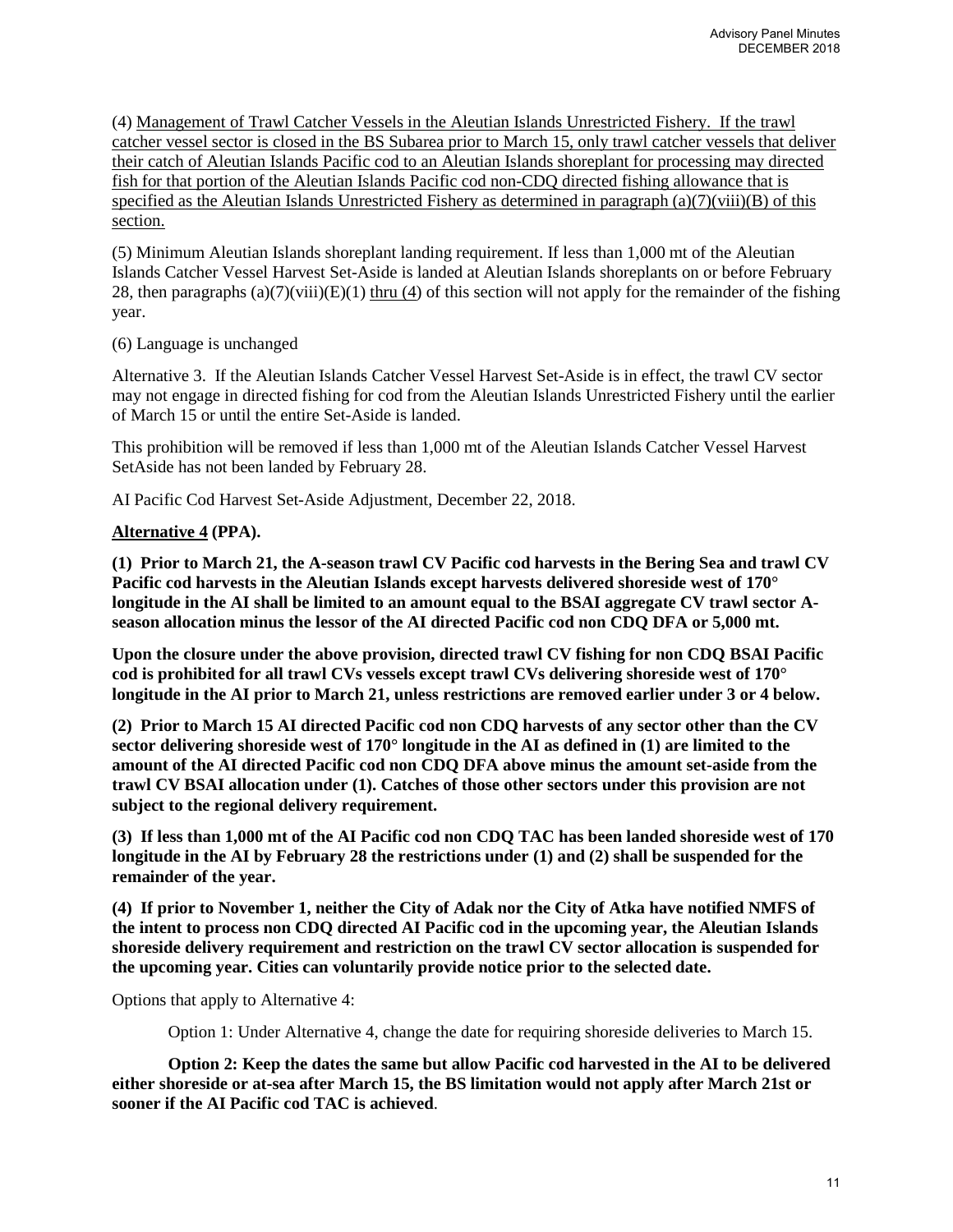(4) <u>Management of Trawl Catcher Vessels in the Aleutian Islands Unrestricted Fishery. If the trawl catcher vessel sector is closed in the BS Subarea prior to March 15, only trawl catcher vessels that deliver their catch of Aleutian Islands Pacific cod to an Aleutian Islands shoreplant for processing may directed fish for that portion of the Aleutian Islands Pacific cod non-CDQ directed fishing allowance that is specified as the Aleutian Islands Unrestricted Fishery as determined in paragraph (a)(7)(viii)(B) of this section.</u>

(5) Minimum Aleutian Islands shoreplant landing requirement. If less than 1,000 mt of the Aleutian Islands Catcher Vessel Harvest Set-Aside is landed at Aleutian Islands shoreplants on or before February 28, then paragraphs (a)(7)(viii)(E)(1) <u>thru (4</u>) of this section will not apply for the remainder of the fishing year.

(6) Language is unchanged

Alternative 3. If the Aleutian Islands Catcher Vessel Harvest Set-Aside is in effect, the trawl CV sector may not engage in directed fishing for cod from the Aleutian Islands Unrestricted Fishery until the earlier of March 15 or until the entire Set-Aside is landed.

This prohibition will be removed if less than 1,000 mt of the Aleutian Islands Catcher Vessel Harvest SetAside has not been landed by February 28.

AI Pacific Cod Harvest Set-Aside Adjustment, December 22, 2018.

**<u>Alternative 4</u> (PPA).**

**(1) Prior to March 21, the A-season trawl CV Pacific cod harvests in the Bering Sea and trawl CV Pacific cod harvests in the Aleutian Islands except harvests delivered shoreside west of 170° longitude in the AI shall be limited to an amount equal to the BSAI aggregate CV trawl sector A-season allocation minus the lessor of the AI directed Pacific cod non CDQ DFA or 5,000 mt.**

**Upon the closure under the above provision, directed trawl CV fishing for non CDQ BSAI Pacific cod is prohibited for all trawl CVs vessels except trawl CVs delivering shoreside west of 170° longitude in the AI prior to March 21, unless restrictions are removed earlier under 3 or 4 below.**

**(2) Prior to March 15 AI directed Pacific cod non CDQ harvests of any sector other than the CV sector delivering shoreside west of 170° longitude in the AI as defined in (1) are limited to the amount of the AI directed Pacific cod non CDQ DFA above minus the amount set-aside from the trawl CV BSAI allocation under (1). Catches of those other sectors under this provision are not subject to the regional delivery requirement.**

**(3) If less than 1,000 mt of the AI Pacific cod non CDQ TAC has been landed shoreside west of 170 longitude in the AI by February 28 the restrictions under (1) and (2) shall be suspended for the remainder of the year.**

**(4) If prior to November 1, neither the City of Adak nor the City of Atka have notified NMFS of the intent to process non CDQ directed AI Pacific cod in the upcoming year, the Aleutian Islands shoreside delivery requirement and restriction on the trawl CV sector allocation is suspended for the upcoming year. Cities can voluntarily provide notice prior to the selected date.**

Options that apply to Alternative 4:

Option 1: Under Alternative 4, change the date for requiring shoreside deliveries to March 15.

**Option 2: Keep the dates the same but allow Pacific cod harvested in the AI to be delivered either shoreside or at-sea after March 15, the BS limitation would not apply after March 21st or sooner if the AI Pacific cod TAC is achieved**.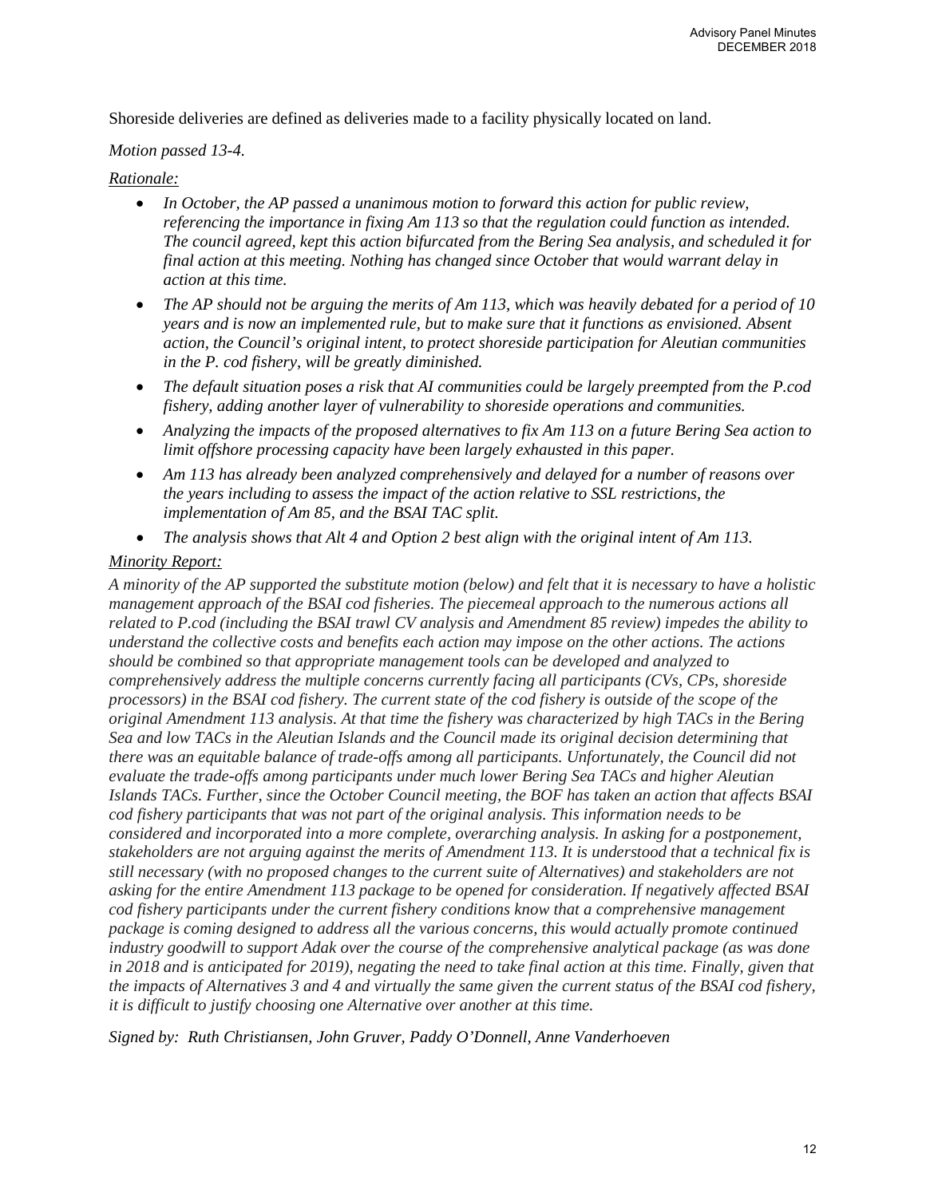Shoreside deliveries are defined as deliveries made to a facility physically located on land.

*Motion passed 13-4.*

*Rationale:*

- *In October, the AP passed a unanimous motion to forward this action for public review, referencing the importance in fixing Am 113 so that the regulation could function as intended. The council agreed, kept this action bifurcated from the Bering Sea analysis, and scheduled it for final action at this meeting. Nothing has changed since October that would warrant delay in action at this time.*
- *The AP should not be arguing the merits of Am 113, which was heavily debated for a period of 10 years and is now an implemented rule, but to make sure that it functions as envisioned. Absent action, the Council's original intent, to protect shoreside participation for Aleutian communities in the P. cod fishery, will be greatly diminished.*
- *The default situation poses a risk that AI communities could be largely preempted from the P.cod fishery, adding another layer of vulnerability to shoreside operations and communities.*
- *Analyzing the impacts of the proposed alternatives to fix Am 113 on a future Bering Sea action to limit offshore processing capacity have been largely exhausted in this paper.*
- *Am 113 has already been analyzed comprehensively and delayed for a number of reasons over the years including to assess the impact of the action relative to SSL restrictions, the implementation of Am 85, and the BSAI TAC split.*
- *The analysis shows that Alt 4 and Option 2 best align with the original intent of Am 113.*

*Minority Report:*

*A minority of the AP supported the substitute motion (below) and felt that it is necessary to have a holistic management approach of the BSAI cod fisheries. The piecemeal approach to the numerous actions all related to P.cod (including the BSAI trawl CV analysis and Amendment 85 review) impedes the ability to understand the collective costs and benefits each action may impose on the other actions. The actions should be combined so that appropriate management tools can be developed and analyzed to comprehensively address the multiple concerns currently facing all participants (CVs, CPs, shoreside processors) in the BSAI cod fishery. The current state of the cod fishery is outside of the scope of the original Amendment 113 analysis. At that time the fishery was characterized by high TACs in the Bering Sea and low TACs in the Aleutian Islands and the Council made its original decision determining that there was an equitable balance of trade-offs among all participants. Unfortunately, the Council did not evaluate the trade-offs among participants under much lower Bering Sea TACs and higher Aleutian Islands TACs. Further, since the October Council meeting, the BOF has taken an action that affects BSAI cod fishery participants that was not part of the original analysis. This information needs to be considered and incorporated into a more complete, overarching analysis. In asking for a postponement, stakeholders are not arguing against the merits of Amendment 113. It is understood that a technical fix is still necessary (with no proposed changes to the current suite of Alternatives) and stakeholders are not asking for the entire Amendment 113 package to be opened for consideration. If negatively affected BSAI cod fishery participants under the current fishery conditions know that a comprehensive management package is coming designed to address all the various concerns, this would actually promote continued industry goodwill to support Adak over the course of the comprehensive analytical package (as was done in 2018 and is anticipated for 2019), negating the need to take final action at this time. Finally, given that the impacts of Alternatives 3 and 4 and virtually the same given the current status of the BSAI cod fishery, it is difficult to justify choosing one Alternative over another at this time.*

*Signed by: Ruth Christiansen, John Gruver, Paddy O'Donnell, Anne Vanderhoeven*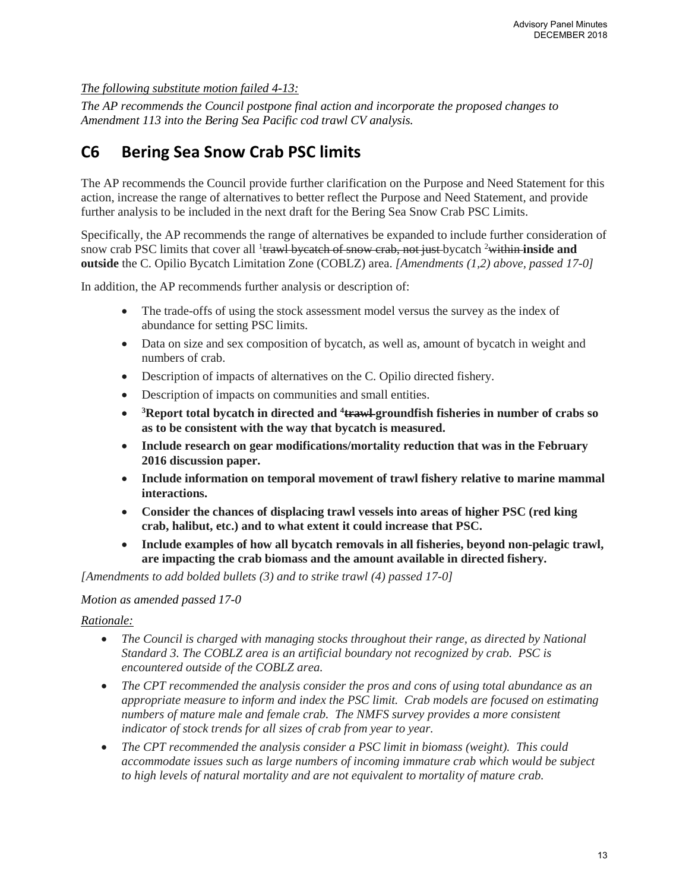*The following substitute motion failed 4-13:*

*The AP recommends the Council postpone final action and incorporate the proposed changes to Amendment 113 into the Bering Sea Pacific cod trawl CV analysis.*

## C6 Bering Sea Snow Crab PSC limits

The AP recommends the Council provide further clarification on the Purpose and Need Statement for this action, increase the range of alternatives to better reflect the Purpose and Need Statement, and provide further analysis to be included in the next draft for the Bering Sea Snow Crab PSC Limits.

Specifically, the AP recommends the range of alternatives be expanded to include further consideration of snow crab PSC limits that cover all [1]~~trawl bycatch of snow crab, not just~~ bycatch [2]~~within~~ **inside and outside** the C. Opilio Bycatch Limitation Zone (COBLZ) area. *[Amendments (1,2) above, passed 17-0]*

In addition, the AP recommends further analysis or description of:

- The trade-offs of using the stock assessment model versus the survey as the index of abundance for setting PSC limits.
- Data on size and sex composition of bycatch, as well as, amount of bycatch in weight and numbers of crab.
- Description of impacts of alternatives on the C. Opilio directed fishery.
- Description of impacts on communities and small entities.
- **[3]Report total bycatch in directed and [4]~~trawl~~ groundfish fisheries in number of crabs so as to be consistent with the way that bycatch is measured.**
- **Include research on gear modifications/mortality reduction that was in the February 2016 discussion paper.**
- **Include information on temporal movement of trawl fishery relative to marine mammal interactions.**
- **Consider the chances of displacing trawl vessels into areas of higher PSC (red king crab, halibut, etc.) and to what extent it could increase that PSC.**
- **Include examples of how all bycatch removals in all fisheries, beyond non-pelagic trawl, are impacting the crab biomass and the amount available in directed fishery.**

*[Amendments to add bolded bullets (3) and to strike trawl (4) passed 17-0]*

*Motion as amended passed 17-0*

*Rationale:*

- *The Council is charged with managing stocks throughout their range, as directed by National Standard 3. The COBLZ area is an artificial boundary not recognized by crab. PSC is encountered outside of the COBLZ area.*
- *The CPT recommended the analysis consider the pros and cons of using total abundance as an appropriate measure to inform and index the PSC limit. Crab models are focused on estimating numbers of mature male and female crab. The NMFS survey provides a more consistent indicator of stock trends for all sizes of crab from year to year.*
- *The CPT recommended the analysis consider a PSC limit in biomass (weight). This could accommodate issues such as large numbers of incoming immature crab which would be subject to high levels of natural mortality and are not equivalent to mortality of mature crab.*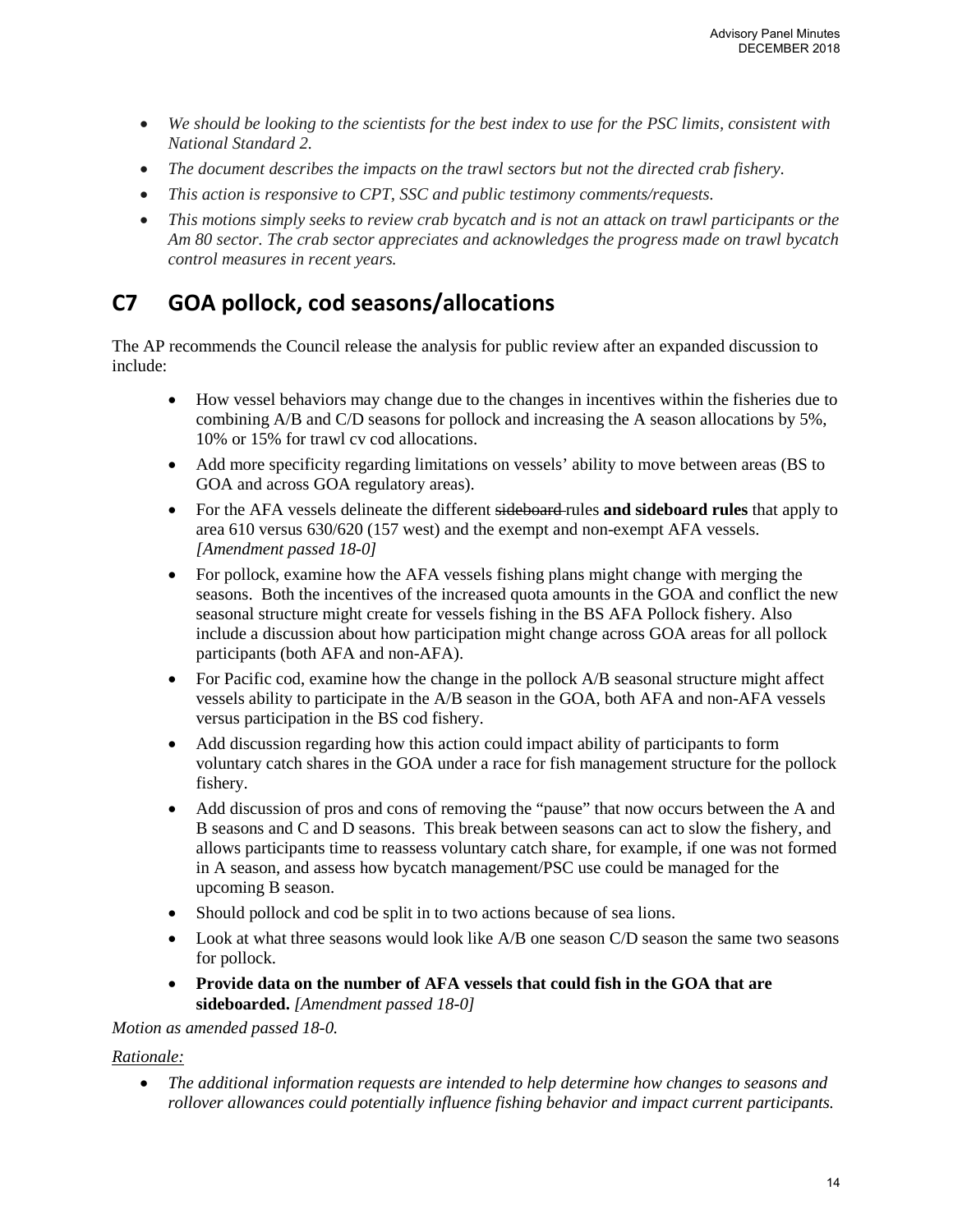- *We should be looking to the scientists for the best index to use for the PSC limits, consistent with National Standard 2.*
- *The document describes the impacts on the trawl sectors but not the directed crab fishery.*
- *This action is responsive to CPT, SSC and public testimony comments/requests.*
- *This motions simply seeks to review crab bycatch and is not an attack on trawl participants or the Am 80 sector. The crab sector appreciates and acknowledges the progress made on trawl bycatch control measures in recent years.*

## C7 GOA pollock, cod seasons/allocations

The AP recommends the Council release the analysis for public review after an expanded discussion to include:

- How vessel behaviors may change due to the changes in incentives within the fisheries due to combining A/B and C/D seasons for pollock and increasing the A season allocations by 5%, 10% or 15% for trawl cv cod allocations.
- Add more specificity regarding limitations on vessels' ability to move between areas (BS to GOA and across GOA regulatory areas).
- For the AFA vessels delineate the different ~~sideboard~~ rules **and sideboard rules** that apply to area 610 versus 630/620 (157 west) and the exempt and non-exempt AFA vessels. *[Amendment passed 18-0]*
- For pollock, examine how the AFA vessels fishing plans might change with merging the seasons. Both the incentives of the increased quota amounts in the GOA and conflict the new seasonal structure might create for vessels fishing in the BS AFA Pollock fishery. Also include a discussion about how participation might change across GOA areas for all pollock participants (both AFA and non-AFA).
- For Pacific cod, examine how the change in the pollock A/B seasonal structure might affect vessels ability to participate in the A/B season in the GOA, both AFA and non-AFA vessels versus participation in the BS cod fishery.
- Add discussion regarding how this action could impact ability of participants to form voluntary catch shares in the GOA under a race for fish management structure for the pollock fishery.
- Add discussion of pros and cons of removing the "pause" that now occurs between the A and B seasons and C and D seasons. This break between seasons can act to slow the fishery, and allows participants time to reassess voluntary catch share, for example, if one was not formed in A season, and assess how bycatch management/PSC use could be managed for the upcoming B season.
- Should pollock and cod be split in to two actions because of sea lions.
- Look at what three seasons would look like A/B one season C/D season the same two seasons for pollock.
- **Provide data on the number of AFA vessels that could fish in the GOA that are sideboarded.** *[Amendment passed 18-0]*

*Motion as amended passed 18-0.*

*Rationale:*

- *The additional information requests are intended to help determine how changes to seasons and rollover allowances could potentially influence fishing behavior and impact current participants.*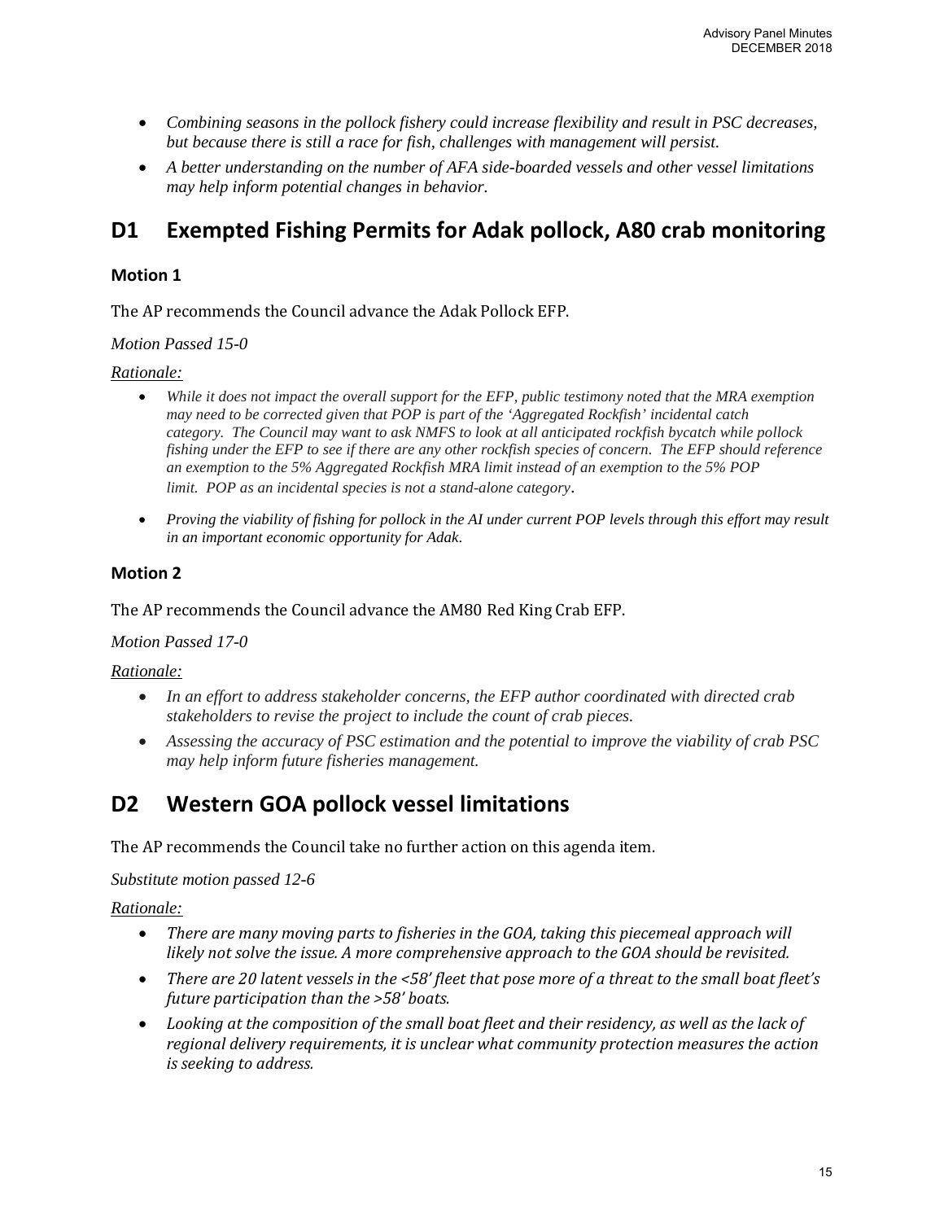- *Combining seasons in the pollock fishery could increase flexibility and result in PSC decreases, but because there is still a race for fish, challenges with management will persist.*
- *A better understanding on the number of AFA side-boarded vessels and other vessel limitations may help inform potential changes in behavior.*

## D1 Exempted Fishing Permits for Adak pollock, A80 crab monitoring

### Motion 1

The AP recommends the Council advance the Adak Pollock EFP.

*Motion Passed 15-0*

*Rationale:*

- *While it does not impact the overall support for the EFP, public testimony noted that the MRA exemption may need to be corrected given that POP is part of the 'Aggregated Rockfish' incidental catch category. The Council may want to ask NMFS to look at all anticipated rockfish bycatch while pollock fishing under the EFP to see if there are any other rockfish species of concern. The EFP should reference an exemption to the 5% Aggregated Rockfish MRA limit instead of an exemption to the 5% POP limit. POP as an incidental species is not a stand-alone category.*
- *Proving the viability of fishing for pollock in the AI under current POP levels through this effort may result in an important economic opportunity for Adak.*

### Motion 2

The AP recommends the Council advance the AM80 Red King Crab EFP.

*Motion Passed 17-0*

*Rationale:*

- *In an effort to address stakeholder concerns, the EFP author coordinated with directed crab stakeholders to revise the project to include the count of crab pieces.*
- *Assessing the accuracy of PSC estimation and the potential to improve the viability of crab PSC may help inform future fisheries management.*

## D2 Western GOA pollock vessel limitations

The AP recommends the Council take no further action on this agenda item.

*Substitute motion passed 12-6*

*Rationale:*

- *There are many moving parts to fisheries in the GOA, taking this piecemeal approach will likely not solve the issue. A more comprehensive approach to the GOA should be revisited.*
- *There are 20 latent vessels in the <58' fleet that pose more of a threat to the small boat fleet's future participation than the >58' boats.*
- *Looking at the composition of the small boat fleet and their residency, as well as the lack of regional delivery requirements, it is unclear what community protection measures the action is seeking to address.*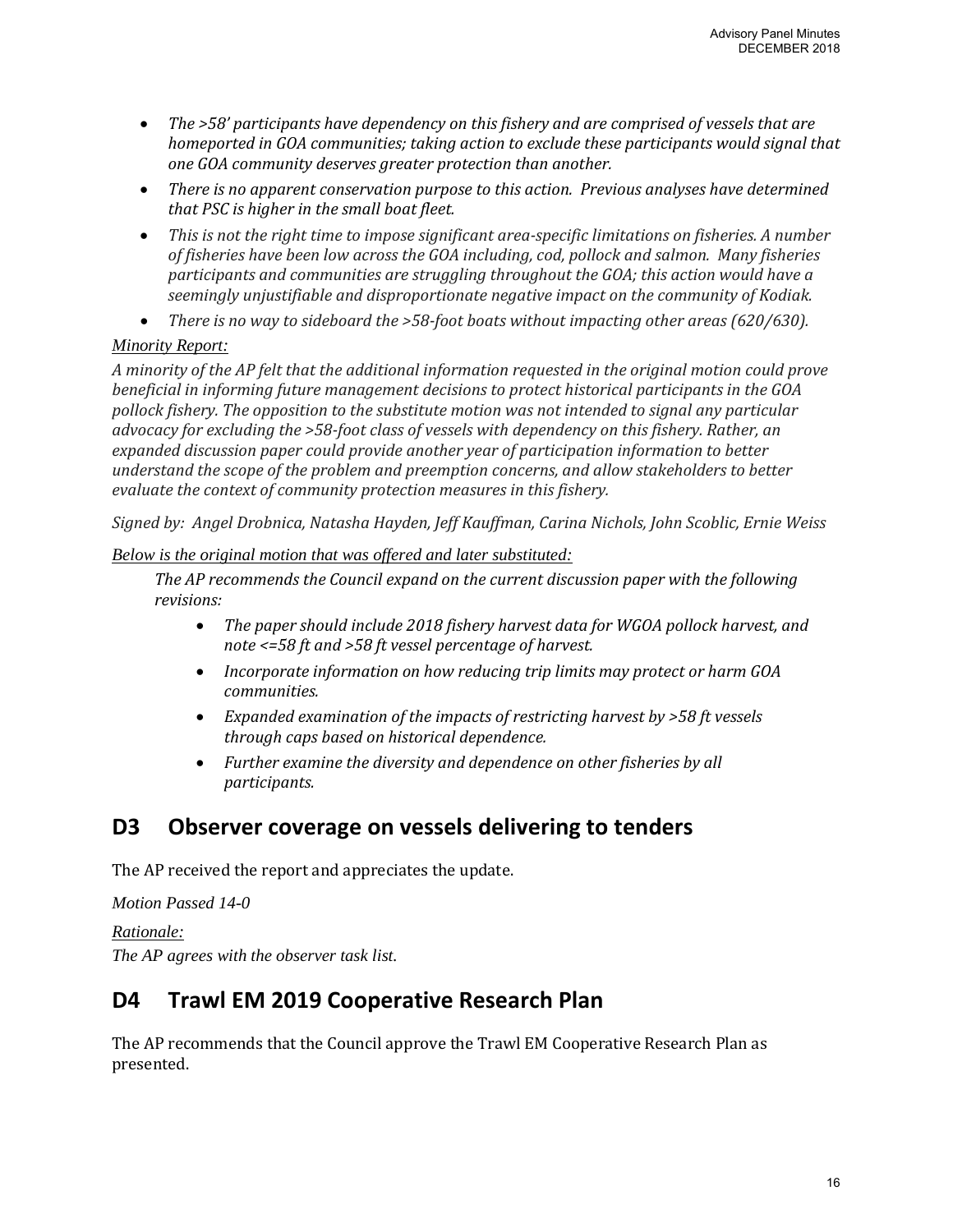- *The >58' participants have dependency on this fishery and are comprised of vessels that are homeported in GOA communities; taking action to exclude these participants would signal that one GOA community deserves greater protection than another.*
- *There is no apparent conservation purpose to this action. Previous analyses have determined that PSC is higher in the small boat fleet.*
- *This is not the right time to impose significant area-specific limitations on fisheries. A number of fisheries have been low across the GOA including, cod, pollock and salmon. Many fisheries participants and communities are struggling throughout the GOA; this action would have a seemingly unjustifiable and disproportionate negative impact on the community of Kodiak.*
- *There is no way to sideboard the >58-foot boats without impacting other areas (620/630).*

*Minority Report:*

*A minority of the AP felt that the additional information requested in the original motion could prove beneficial in informing future management decisions to protect historical participants in the GOA pollock fishery. The opposition to the substitute motion was not intended to signal any particular advocacy for excluding the >58-foot class of vessels with dependency on this fishery. Rather, an expanded discussion paper could provide another year of participation information to better understand the scope of the problem and preemption concerns, and allow stakeholders to better evaluate the context of community protection measures in this fishery.*

*Signed by: Angel Drobnica, Natasha Hayden, Jeff Kauffman, Carina Nichols, John Scoblic, Ernie Weiss*

*Below is the original motion that was offered and later substituted:*

> *The AP recommends the Council expand on the current discussion paper with the following revisions:*
>
> - *The paper should include 2018 fishery harvest data for WGOA pollock harvest, and note <=58 ft and >58 ft vessel percentage of harvest.*
> - *Incorporate information on how reducing trip limits may protect or harm GOA communities.*
> - *Expanded examination of the impacts of restricting harvest by >58 ft vessels through caps based on historical dependence.*
> - *Further examine the diversity and dependence on other fisheries by all participants.*

## D3 Observer coverage on vessels delivering to tenders

The AP received the report and appreciates the update.

*Motion Passed 14-0*

*Rationale:*

*The AP agrees with the observer task list.*

## D4 Trawl EM 2019 Cooperative Research Plan

The AP recommends that the Council approve the Trawl EM Cooperative Research Plan as presented.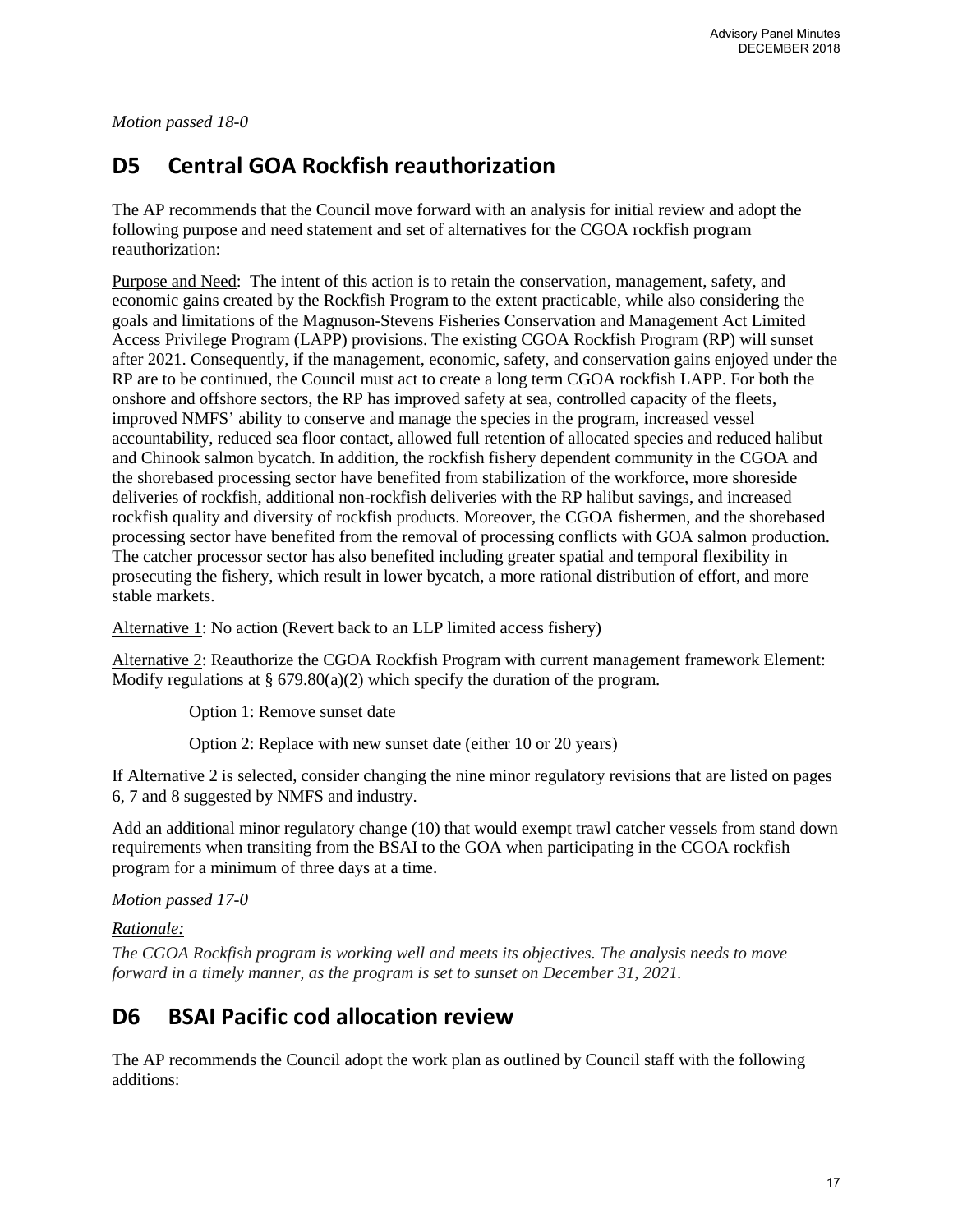*Motion passed 18-0*

## D5 Central GOA Rockfish reauthorization

The AP recommends that the Council move forward with an analysis for initial review and adopt the following purpose and need statement and set of alternatives for the CGOA rockfish program reauthorization:

Purpose and Need: The intent of this action is to retain the conservation, management, safety, and economic gains created by the Rockfish Program to the extent practicable, while also considering the goals and limitations of the Magnuson-Stevens Fisheries Conservation and Management Act Limited Access Privilege Program (LAPP) provisions. The existing CGOA Rockfish Program (RP) will sunset after 2021. Consequently, if the management, economic, safety, and conservation gains enjoyed under the RP are to be continued, the Council must act to create a long term CGOA rockfish LAPP. For both the onshore and offshore sectors, the RP has improved safety at sea, controlled capacity of the fleets, improved NMFS' ability to conserve and manage the species in the program, increased vessel accountability, reduced sea floor contact, allowed full retention of allocated species and reduced halibut and Chinook salmon bycatch. In addition, the rockfish fishery dependent community in the CGOA and the shorebased processing sector have benefited from stabilization of the workforce, more shoreside deliveries of rockfish, additional non-rockfish deliveries with the RP halibut savings, and increased rockfish quality and diversity of rockfish products. Moreover, the CGOA fishermen, and the shorebased processing sector have benefited from the removal of processing conflicts with GOA salmon production. The catcher processor sector has also benefited including greater spatial and temporal flexibility in prosecuting the fishery, which result in lower bycatch, a more rational distribution of effort, and more stable markets.

Alternative 1: No action (Revert back to an LLP limited access fishery)

Alternative 2: Reauthorize the CGOA Rockfish Program with current management framework Element: Modify regulations at § 679.80(a)(2) which specify the duration of the program.

Option 1: Remove sunset date

Option 2: Replace with new sunset date (either 10 or 20 years)

If Alternative 2 is selected, consider changing the nine minor regulatory revisions that are listed on pages 6, 7 and 8 suggested by NMFS and industry.

Add an additional minor regulatory change (10) that would exempt trawl catcher vessels from stand down requirements when transiting from the BSAI to the GOA when participating in the CGOA rockfish program for a minimum of three days at a time.

*Motion passed 17-0*

*Rationale:*

*The CGOA Rockfish program is working well and meets its objectives. The analysis needs to move forward in a timely manner, as the program is set to sunset on December 31, 2021.*

## D6 BSAI Pacific cod allocation review

The AP recommends the Council adopt the work plan as outlined by Council staff with the following additions: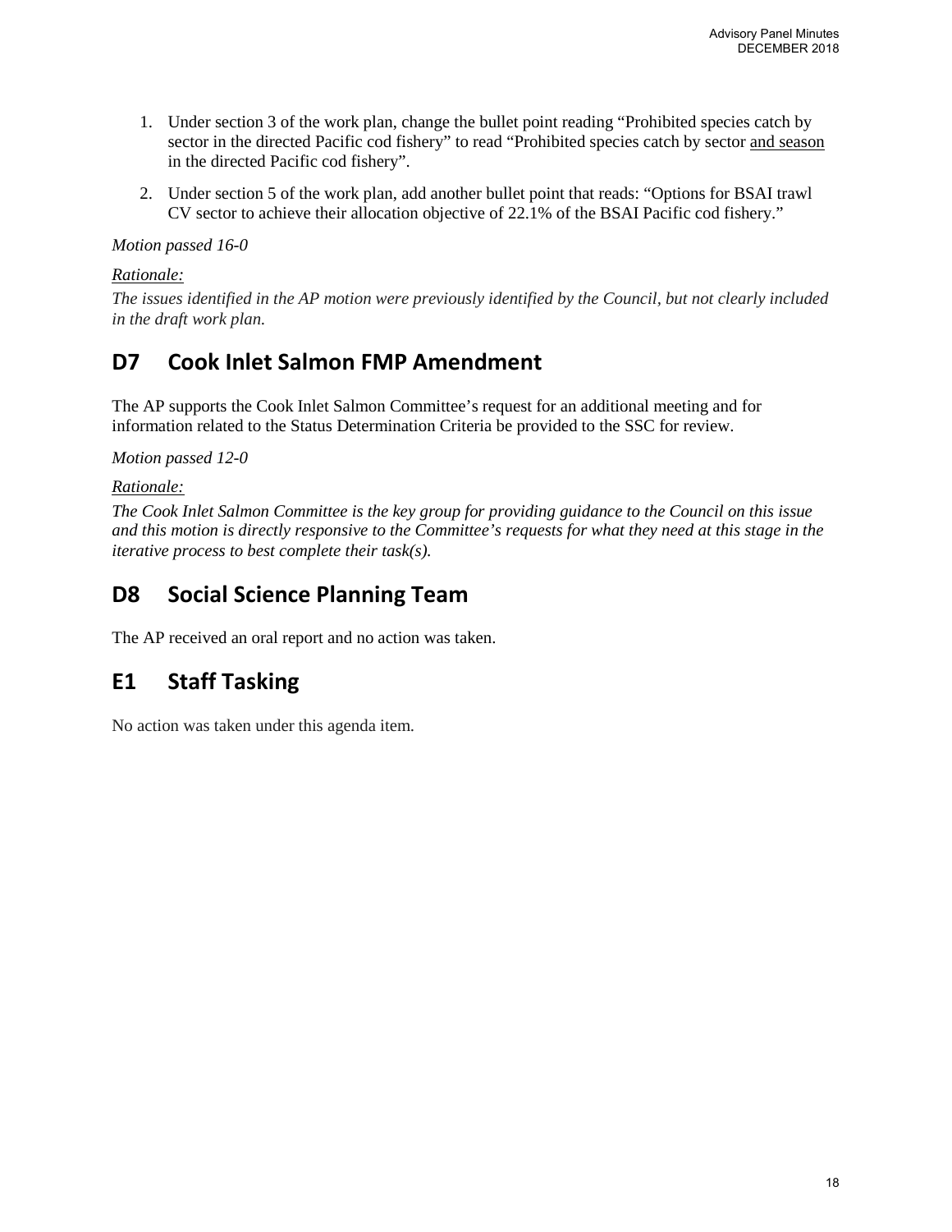1. Under section 3 of the work plan, change the bullet point reading "Prohibited species catch by sector in the directed Pacific cod fishery" to read "Prohibited species catch by sector and season in the directed Pacific cod fishery".
2. Under section 5 of the work plan, add another bullet point that reads: "Options for BSAI trawl CV sector to achieve their allocation objective of 22.1% of the BSAI Pacific cod fishery."

*Motion passed 16-0*

*Rationale:*

*The issues identified in the AP motion were previously identified by the Council, but not clearly included in the draft work plan.*

## D7 Cook Inlet Salmon FMP Amendment

The AP supports the Cook Inlet Salmon Committee's request for an additional meeting and for information related to the Status Determination Criteria be provided to the SSC for review.

*Motion passed 12-0*

*Rationale:*

*The Cook Inlet Salmon Committee is the key group for providing guidance to the Council on this issue and this motion is directly responsive to the Committee's requests for what they need at this stage in the iterative process to best complete their task(s).*

## D8 Social Science Planning Team

The AP received an oral report and no action was taken.

## E1 Staff Tasking

No action was taken under this agenda item.